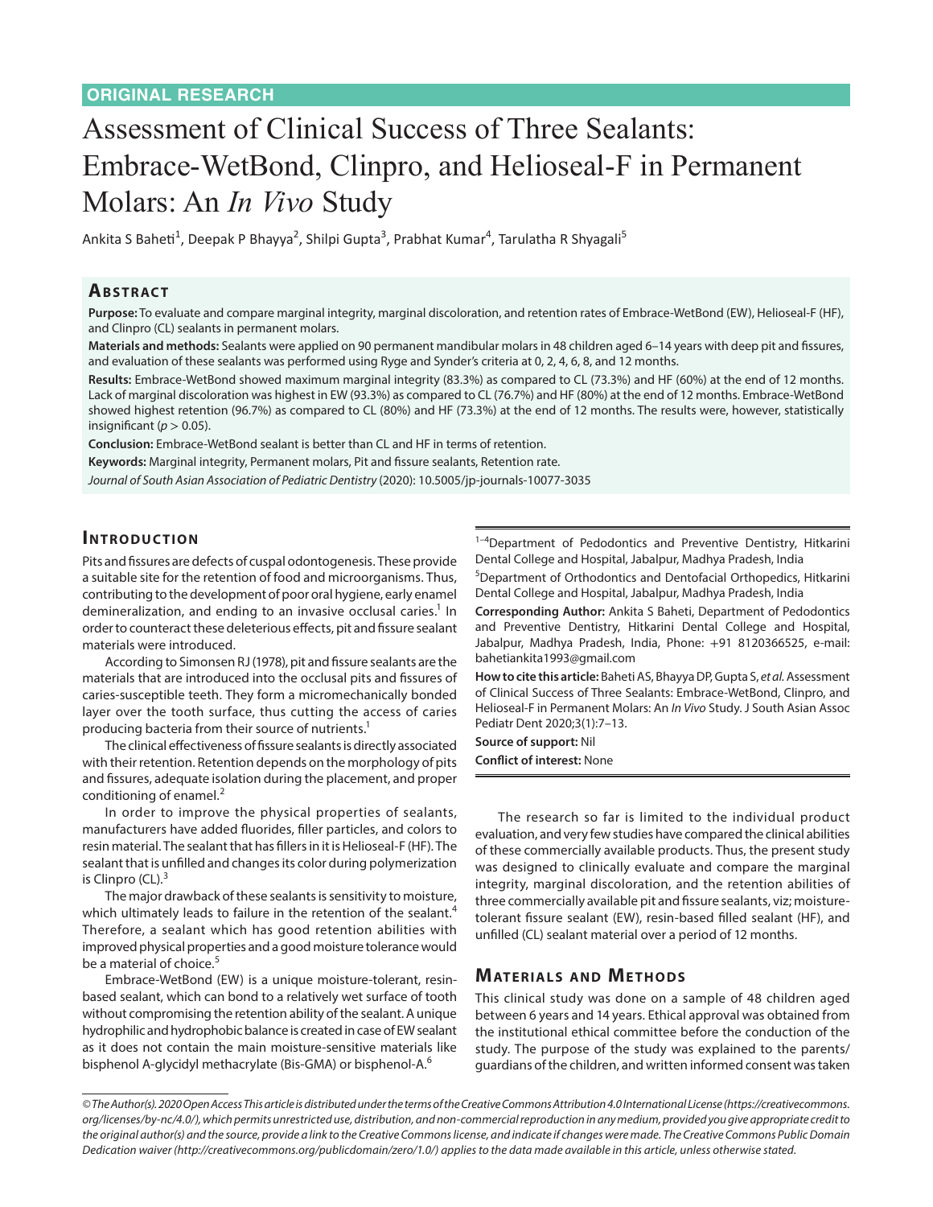**ORIGINAL RESEARCH**

# Assessment of Clinical Success of Three Sealants: Embrace-WetBond, Clinpro, and Helioseal-F in Permanent Molars: An *In Vivo* Study

Ankita S Baheti[1], Deepak P Bhayya[2], Shilpi Gupta[3], Prabhat Kumar[4], Tarulatha R Shyagali[5]

## Abstract

**Purpose:** To evaluate and compare marginal integrity, marginal discoloration, and retention rates of Embrace-WetBond (EW), Helioseal-F (HF), and Clinpro (CL) sealants in permanent molars.

**Materials and methods:** Sealants were applied on 90 permanent mandibular molars in 48 children aged 6–14 years with deep pit and fissures, and evaluation of these sealants was performed using Ryge and Synder's criteria at 0, 2, 4, 6, 8, and 12 months.

**Results:** Embrace-WetBond showed maximum marginal integrity (83.3%) as compared to CL (73.3%) and HF (60%) at the end of 12 months. Lack of marginal discoloration was highest in EW (93.3%) as compared to CL (76.7%) and HF (80%) at the end of 12 months. Embrace-WetBond showed highest retention (96.7%) as compared to CL (80%) and HF (73.3%) at the end of 12 months. The results were, however, statistically insignificant ($p > 0.05$).

**Conclusion:** Embrace-WetBond sealant is better than CL and HF in terms of retention.

**Keywords:** Marginal integrity, Permanent molars, Pit and fissure sealants, Retention rate.

*Journal of South Asian Association of Pediatric Dentistry* (2020): 10.5005/jp-journals-10077-3035

## Introduction

Pits and fissures are defects of cuspal odontogenesis. These provide a suitable site for the retention of food and microorganisms. Thus, contributing to the development of poor oral hygiene, early enamel demineralization, and ending to an invasive occlusal caries.[1] In order to counteract these deleterious effects, pit and fissure sealant materials were introduced.

According to Simonsen RJ (1978), pit and fissure sealants are the materials that are introduced into the occlusal pits and fissures of caries-susceptible teeth. They form a micromechanically bonded layer over the tooth surface, thus cutting the access of caries producing bacteria from their source of nutrients.[1]

The clinical effectiveness of fissure sealants is directly associated with their retention. Retention depends on the morphology of pits and fissures, adequate isolation during the placement, and proper conditioning of enamel.[2]

In order to improve the physical properties of sealants, manufacturers have added fluorides, filler particles, and colors to resin material. The sealant that has fillers in it is Helioseal-F (HF). The sealant that is unfilled and changes its color during polymerization is Clinpro (CL).[3]

The major drawback of these sealants is sensitivity to moisture, which ultimately leads to failure in the retention of the sealant.[4] Therefore, a sealant which has good retention abilities with improved physical properties and a good moisture tolerance would be a material of choice.[5]

Embrace-WetBond (EW) is a unique moisture-tolerant, resin-based sealant, which can bond to a relatively wet surface of tooth without compromising the retention ability of the sealant. A unique hydrophilic and hydrophobic balance is created in case of EW sealant as it does not contain the main moisture-sensitive materials like bisphenol A-glycidyl methacrylate (Bis-GMA) or bisphenol-A.[6]

[1–4]Department of Pedodontics and Preventive Dentistry, Hitkarini Dental College and Hospital, Jabalpur, Madhya Pradesh, India

[5]Department of Orthodontics and Dentofacial Orthopedics, Hitkarini Dental College and Hospital, Jabalpur, Madhya Pradesh, India

**Corresponding Author:** Ankita S Baheti, Department of Pedodontics and Preventive Dentistry, Hitkarini Dental College and Hospital, Jabalpur, Madhya Pradesh, India, Phone: +91 8120366525, e-mail: bahetiankita1993@gmail.com

**How to cite this article:** Baheti AS, Bhayya DP, Gupta S, *et al.* Assessment of Clinical Success of Three Sealants: Embrace-WetBond, Clinpro, and Helioseal-F in Permanent Molars: An *In Vivo* Study. J South Asian Assoc Pediatr Dent 2020;3(1):7–13.

**Source of support:** Nil

**Conflict of interest:** None

The research so far is limited to the individual product evaluation, and very few studies have compared the clinical abilities of these commercially available products. Thus, the present study was designed to clinically evaluate and compare the marginal integrity, marginal discoloration, and the retention abilities of three commercially available pit and fissure sealants, viz; moisture-tolerant fissure sealant (EW), resin-based filled sealant (HF), and unfilled (CL) sealant material over a period of 12 months.

## Materials and Methods

This clinical study was done on a sample of 48 children aged between 6 years and 14 years. Ethical approval was obtained from the institutional ethical committee before the conduction of the study. The purpose of the study was explained to the parents/guardians of the children, and written informed consent was taken

*© The Author(s). 2020 Open Access This article is distributed under the terms of the Creative Commons Attribution 4.0 International License (https://creativecommons.org/licenses/by-nc/4.0/), which permits unrestricted use, distribution, and non-commercial reproduction in any medium, provided you give appropriate credit to the original author(s) and the source, provide a link to the Creative Commons license, and indicate if changes were made. The Creative Commons Public Domain Dedication waiver (http://creativecommons.org/publicdomain/zero/1.0/) applies to the data made available in this article, unless otherwise stated.*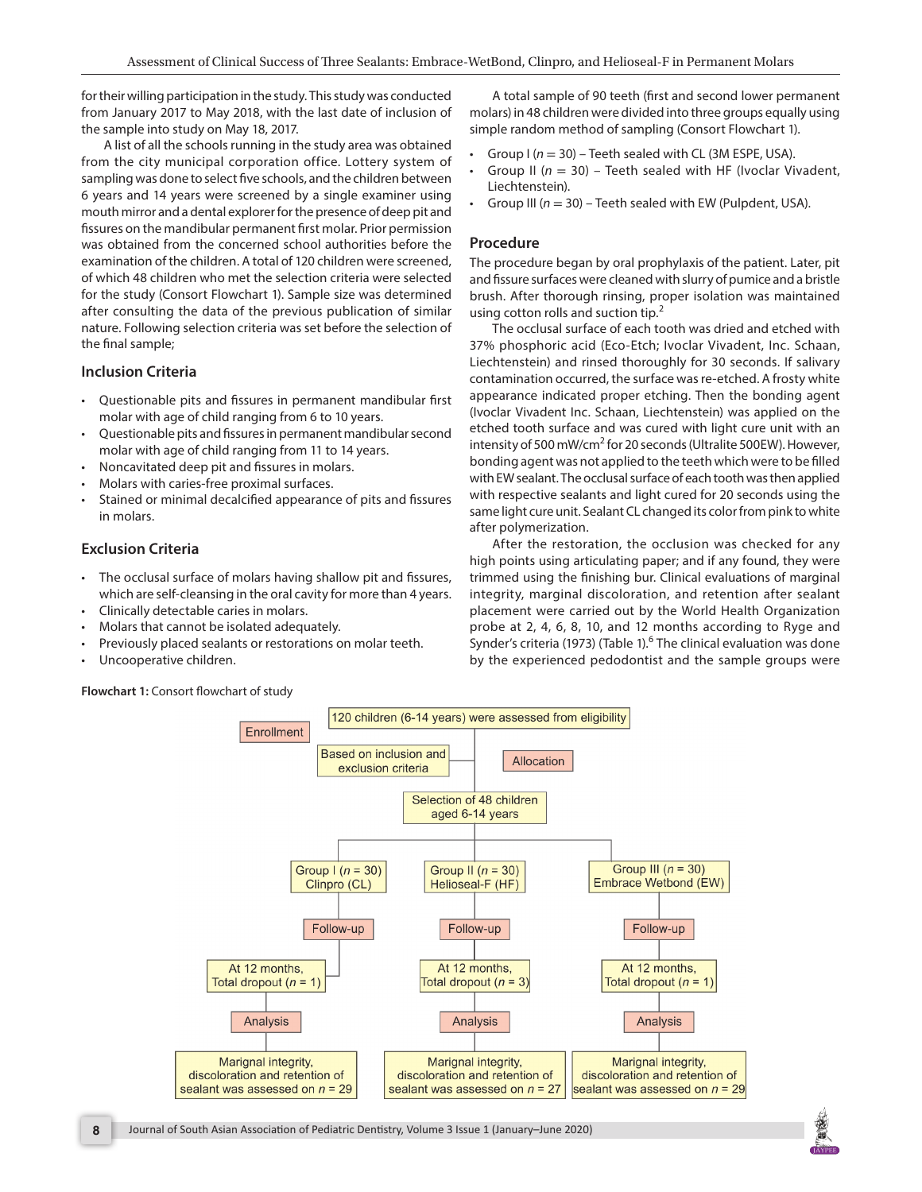for their willing participation in the study. This study was conducted from January 2017 to May 2018, with the last date of inclusion of the sample into study on May 18, 2017.

A list of all the schools running in the study area was obtained from the city municipal corporation office. Lottery system of sampling was done to select five schools, and the children between 6 years and 14 years were screened by a single examiner using mouth mirror and a dental explorer for the presence of deep pit and fissures on the mandibular permanent first molar. Prior permission was obtained from the concerned school authorities before the examination of the children. A total of 120 children were screened, of which 48 children who met the selection criteria were selected for the study (Consort Flowchart 1). Sample size was determined after consulting the data of the previous publication of similar nature. Following selection criteria was set before the selection of the final sample;

### Inclusion Criteria

- Questionable pits and fissures in permanent mandibular first molar with age of child ranging from 6 to 10 years.
- Questionable pits and fissures in permanent mandibular second molar with age of child ranging from 11 to 14 years.
- Noncavitated deep pit and fissures in molars.
- Molars with caries-free proximal surfaces.
- Stained or minimal decalcified appearance of pits and fissures in molars.

### Exclusion Criteria

- The occlusal surface of molars having shallow pit and fissures, which are self-cleansing in the oral cavity for more than 4 years.
- Clinically detectable caries in molars.
- Molars that cannot be isolated adequately.
- Previously placed sealants or restorations on molar teeth.
- Uncooperative children.

A total sample of 90 teeth (first and second lower permanent molars) in 48 children were divided into three groups equally using simple random method of sampling (Consort Flowchart 1).

- Group I ($n = 30$) – Teeth sealed with CL (3M ESPE, USA).
- Group II ($n = 30$) – Teeth sealed with HF (Ivoclar Vivadent, Liechtenstein).
- Group III ($n = 30$) – Teeth sealed with EW (Pulpdent, USA).

### Procedure

The procedure began by oral prophylaxis of the patient. Later, pit and fissure surfaces were cleaned with slurry of pumice and a bristle brush. After thorough rinsing, proper isolation was maintained using cotton rolls and suction tip.[2]

The occlusal surface of each tooth was dried and etched with 37% phosphoric acid (Eco-Etch; Ivoclar Vivadent, Inc. Schaan, Liechtenstein) and rinsed thoroughly for 30 seconds. If salivary contamination occurred, the surface was re-etched. A frosty white appearance indicated proper etching. Then the bonding agent (Ivoclar Vivadent Inc. Schaan, Liechtenstein) was applied on the etched tooth surface and was cured with light cure unit with an intensity of 500 mW/cm$^2$ for 20 seconds (Ultralite 500EW). However, bonding agent was not applied to the teeth which were to be filled with EW sealant. The occlusal surface of each tooth was then applied with respective sealants and light cured for 20 seconds using the same light cure unit. Sealant CL changed its color from pink to white after polymerization.

After the restoration, the occlusion was checked for any high points using articulating paper; and if any found, they were trimmed using the finishing bur. Clinical evaluations of marginal integrity, marginal discoloration, and retention after sealant placement were carried out by the World Health Organization probe at 2, 4, 6, 8, 10, and 12 months according to Ryge and Synder's criteria (1973) (Table 1).[6] The clinical evaluation was done by the experienced pedodontist and the sample groups were

**Flowchart 1:** Consort flowchart of study

- **Enrollment:** 120 children (6-14 years) were assessed from eligibility
- Based on inclusion and exclusion criteria
- **Allocation:** Selection of 48 children aged 6-14 years
  - Group I ($n = 30$) Clinpro (CL)
    - **Follow-up:** At 12 months, Total dropout ($n = 1$)
    - **Analysis:** Marignal integrity, discoloration and retention of sealant was assessed on $n = 29$
  - Group II ($n = 30$) Helioseal-F (HF)
    - **Follow-up:** At 12 months, Total dropout ($n = 3$)
    - **Analysis:** Marignal integrity, discoloration and retention of sealant was assessed on $n = 27$
  - Group III ($n = 30$) Embrace Wetbond (EW)
    - **Follow-up:** At 12 months, Total dropout ($n = 1$)
    - **Analysis:** Marignal integrity, discoloration and retention of sealant was assessed on $n = 29$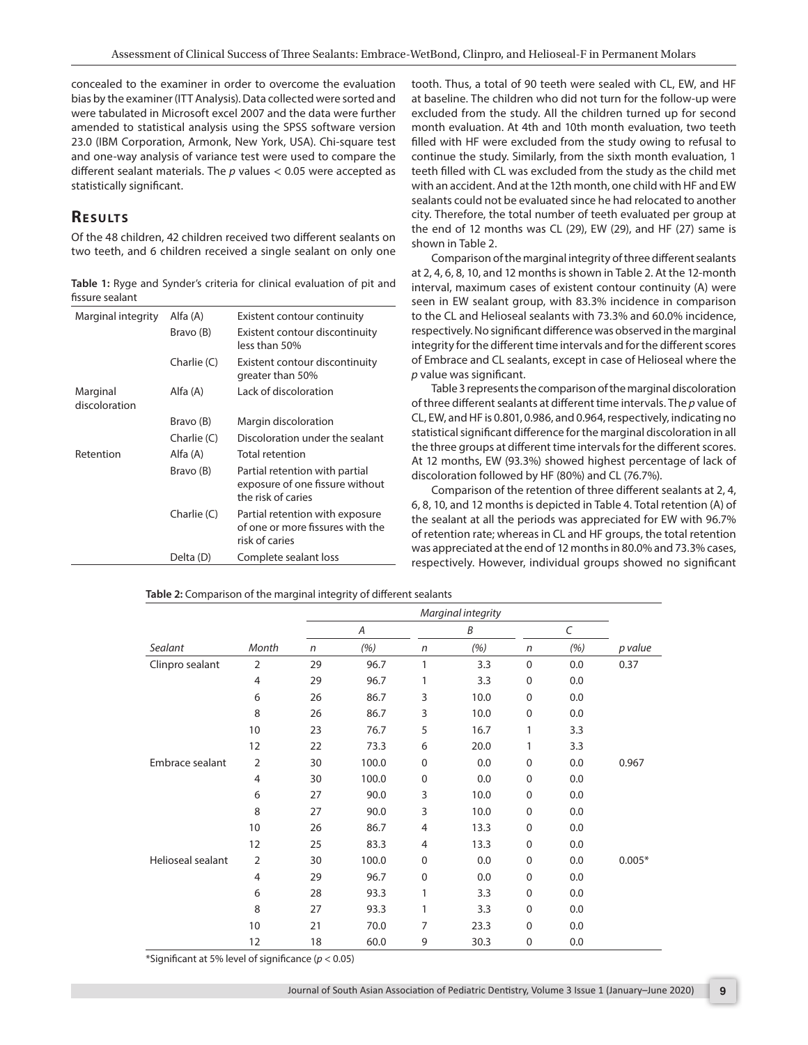concealed to the examiner in order to overcome the evaluation bias by the examiner (ITT Analysis). Data collected were sorted and were tabulated in Microsoft excel 2007 and the data were further amended to statistical analysis using the SPSS software version 23.0 (IBM Corporation, Armonk, New York, USA). Chi-square test and one-way analysis of variance test were used to compare the different sealant materials. The $p$ values $< 0.05$ were accepted as statistically significant.

## Results

Of the 48 children, 42 children received two different sealants on two teeth, and 6 children received a single sealant on only one tooth. Thus, a total of 90 teeth were sealed with CL, EW, and HF at baseline. The children who did not turn for the follow-up were excluded from the study. All the children turned up for second month evaluation. At 4th and 10th month evaluation, two teeth filled with HF were excluded from the study owing to refusal to continue the study. Similarly, from the sixth month evaluation, 1 teeth filled with CL was excluded from the study as the child met with an accident. And at the 12th month, one child with HF and EW sealants could not be evaluated since he had relocated to another city. Therefore, the total number of teeth evaluated per group at the end of 12 months was CL (29), EW (29), and HF (27) same is shown in Table 2.

**Table 1:** Ryge and Synder's criteria for clinical evaluation of pit and fissure sealant

| | | |
|---|---|---|
| Marginal integrity | Alfa (A) | Existent contour continuity |
| | Bravo (B) | Existent contour discontinuity less than 50% |
| | Charlie (C) | Existent contour discontinuity greater than 50% |
| Marginal discoloration | Alfa (A) | Lack of discoloration |
| | Bravo (B) | Margin discoloration |
| | Charlie (C) | Discoloration under the sealant |
| Retention | Alfa (A) | Total retention |
| | Bravo (B) | Partial retention with partial exposure of one fissure without the risk of caries |
| | Charlie (C) | Partial retention with exposure of one or more fissures with the risk of caries |
| | Delta (D) | Complete sealant loss |

Comparison of the marginal integrity of three different sealants at 2, 4, 6, 8, 10, and 12 months is shown in Table 2. At the 12-month interval, maximum cases of existent contour continuity (A) were seen in EW sealant group, with 83.3% incidence in comparison to the CL and Helioseal sealants with 73.3% and 60.0% incidence, respectively. No significant difference was observed in the marginal integrity for the different time intervals and for the different scores of Embrace and CL sealants, except in case of Helioseal where the $p$ value was significant.

Table 3 represents the comparison of the marginal discoloration of three different sealants at different time intervals. The $p$ value of CL, EW, and HF is 0.801, 0.986, and 0.964, respectively, indicating no statistical significant difference for the marginal discoloration in all the three groups at different time intervals for the different scores. At 12 months, EW (93.3%) showed highest percentage of lack of discoloration followed by HF (80%) and CL (76.7%).

Comparison of the retention of three different sealants at 2, 4, 6, 8, 10, and 12 months is depicted in Table 4. Total retention (A) of the sealant at all the periods was appreciated for EW with 96.7% of retention rate; whereas in CL and HF groups, the total retention was appreciated at the end of 12 months in 80.0% and 73.3% cases, respectively. However, individual groups showed no significant

**Table 2:** Comparison of the marginal integrity of different sealants

| | | Marginal integrity | | | | | | |
|---|---|---|---|---|---|---|---|---|
| | | A | | B | | C | | |
| *Sealant* | *Month* | *n* | *(%)* | *n* | *(%)* | *n* | *(%)* | *p value* |
| Clinpro sealant | 2 | 29 | 96.7 | 1 | 3.3 | 0 | 0.0 | 0.37 |
| | 4 | 29 | 96.7 | 1 | 3.3 | 0 | 0.0 | |
| | 6 | 26 | 86.7 | 3 | 10.0 | 0 | 0.0 | |
| | 8 | 26 | 86.7 | 3 | 10.0 | 0 | 0.0 | |
| | 10 | 23 | 76.7 | 5 | 16.7 | 1 | 3.3 | |
| | 12 | 22 | 73.3 | 6 | 20.0 | 1 | 3.3 | |
| Embrace sealant | 2 | 30 | 100.0 | 0 | 0.0 | 0 | 0.0 | 0.967 |
| | 4 | 30 | 100.0 | 0 | 0.0 | 0 | 0.0 | |
| | 6 | 27 | 90.0 | 3 | 10.0 | 0 | 0.0 | |
| | 8 | 27 | 90.0 | 3 | 10.0 | 0 | 0.0 | |
| | 10 | 26 | 86.7 | 4 | 13.3 | 0 | 0.0 | |
| | 12 | 25 | 83.3 | 4 | 13.3 | 0 | 0.0 | |
| Helioseal sealant | 2 | 30 | 100.0 | 0 | 0.0 | 0 | 0.0 | 0.005* |
| | 4 | 29 | 96.7 | 0 | 0.0 | 0 | 0.0 | |
| | 6 | 28 | 93.3 | 1 | 3.3 | 0 | 0.0 | |
| | 8 | 27 | 93.3 | 1 | 3.3 | 0 | 0.0 | |
| | 10 | 21 | 70.0 | 7 | 23.3 | 0 | 0.0 | |
| | 12 | 18 | 60.0 | 9 | 30.3 | 0 | 0.0 | |

*Significant at 5% level of significance ($p < 0.05$)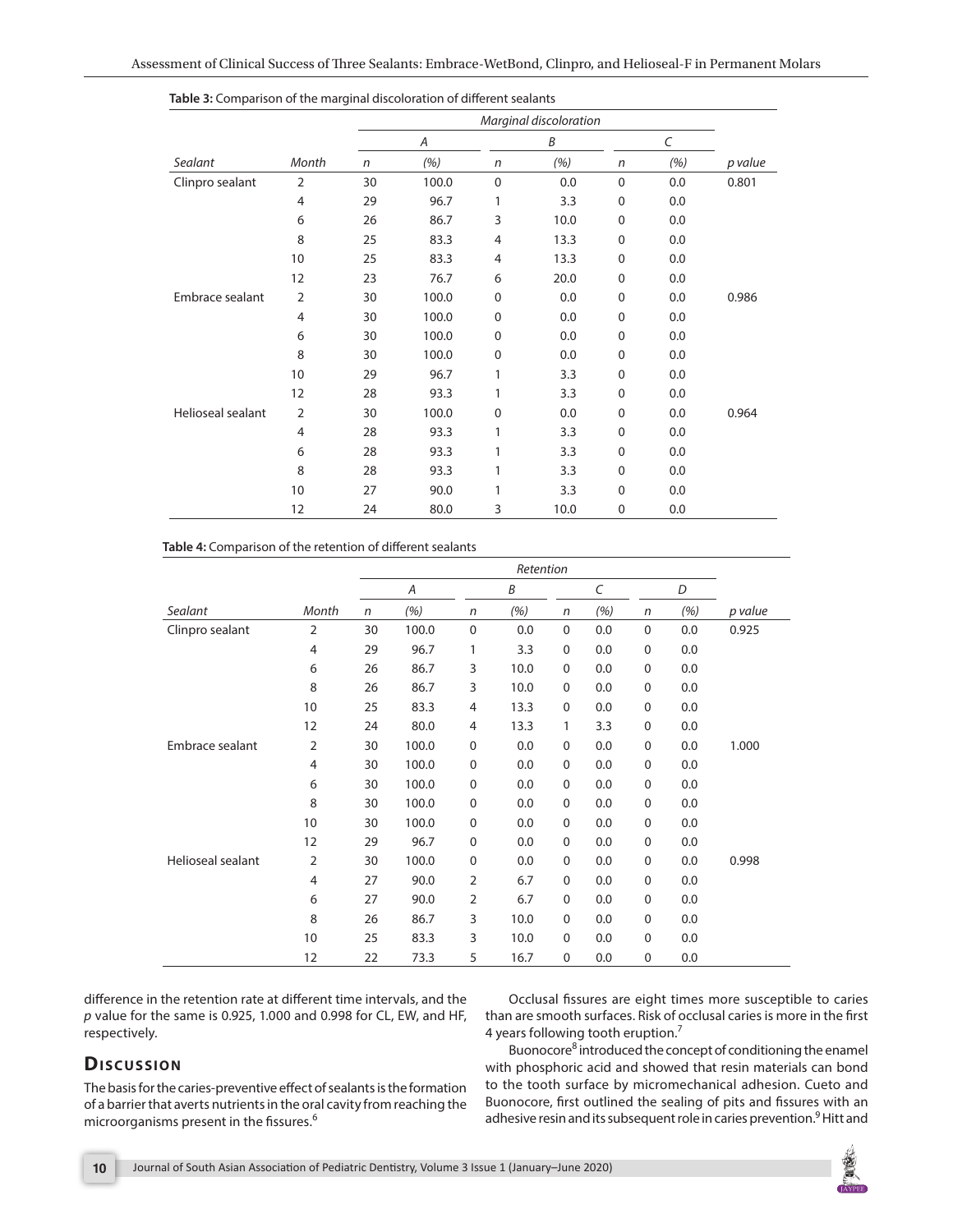**Table 3:** Comparison of the marginal discoloration of different sealants

| | | Marginal discoloration | | | | | | |
|---|---|---|---|---|---|---|---|---|
| | | A | | B | | C | | |
| *Sealant* | *Month* | *n* | *(%)* | *n* | *(%)* | *n* | *(%)* | *p value* |
| Clinpro sealant | 2 | 30 | 100.0 | 0 | 0.0 | 0 | 0.0 | 0.801 |
| | 4 | 29 | 96.7 | 1 | 3.3 | 0 | 0.0 | |
| | 6 | 26 | 86.7 | 3 | 10.0 | 0 | 0.0 | |
| | 8 | 25 | 83.3 | 4 | 13.3 | 0 | 0.0 | |
| | 10 | 25 | 83.3 | 4 | 13.3 | 0 | 0.0 | |
| | 12 | 23 | 76.7 | 6 | 20.0 | 0 | 0.0 | |
| Embrace sealant | 2 | 30 | 100.0 | 0 | 0.0 | 0 | 0.0 | 0.986 |
| | 4 | 30 | 100.0 | 0 | 0.0 | 0 | 0.0 | |
| | 6 | 30 | 100.0 | 0 | 0.0 | 0 | 0.0 | |
| | 8 | 30 | 100.0 | 0 | 0.0 | 0 | 0.0 | |
| | 10 | 29 | 96.7 | 1 | 3.3 | 0 | 0.0 | |
| | 12 | 28 | 93.3 | 1 | 3.3 | 0 | 0.0 | |
| Helioseal sealant | 2 | 30 | 100.0 | 0 | 0.0 | 0 | 0.0 | 0.964 |
| | 4 | 28 | 93.3 | 1 | 3.3 | 0 | 0.0 | |
| | 6 | 28 | 93.3 | 1 | 3.3 | 0 | 0.0 | |
| | 8 | 28 | 93.3 | 1 | 3.3 | 0 | 0.0 | |
| | 10 | 27 | 90.0 | 1 | 3.3 | 0 | 0.0 | |
| | 12 | 24 | 80.0 | 3 | 10.0 | 0 | 0.0 | |

**Table 4:** Comparison of the retention of different sealants

| | | Retention | | | | | | | | |
|---|---|---|---|---|---|---|---|---|---|---|
| | | A | | B | | C | | D | | |
| *Sealant* | *Month* | *n* | *(%)* | *n* | *(%)* | *n* | *(%)* | *n* | *(%)* | *p value* |
| Clinpro sealant | 2 | 30 | 100.0 | 0 | 0.0 | 0 | 0.0 | 0 | 0.0 | 0.925 |
| | 4 | 29 | 96.7 | 1 | 3.3 | 0 | 0.0 | 0 | 0.0 | |
| | 6 | 26 | 86.7 | 3 | 10.0 | 0 | 0.0 | 0 | 0.0 | |
| | 8 | 26 | 86.7 | 3 | 10.0 | 0 | 0.0 | 0 | 0.0 | |
| | 10 | 25 | 83.3 | 4 | 13.3 | 0 | 0.0 | 0 | 0.0 | |
| | 12 | 24 | 80.0 | 4 | 13.3 | 1 | 3.3 | 0 | 0.0 | |
| Embrace sealant | 2 | 30 | 100.0 | 0 | 0.0 | 0 | 0.0 | 0 | 0.0 | 1.000 |
| | 4 | 30 | 100.0 | 0 | 0.0 | 0 | 0.0 | 0 | 0.0 | |
| | 6 | 30 | 100.0 | 0 | 0.0 | 0 | 0.0 | 0 | 0.0 | |
| | 8 | 30 | 100.0 | 0 | 0.0 | 0 | 0.0 | 0 | 0.0 | |
| | 10 | 30 | 100.0 | 0 | 0.0 | 0 | 0.0 | 0 | 0.0 | |
| | 12 | 29 | 96.7 | 0 | 0.0 | 0 | 0.0 | 0 | 0.0 | |
| Helioseal sealant | 2 | 30 | 100.0 | 0 | 0.0 | 0 | 0.0 | 0 | 0.0 | 0.998 |
| | 4 | 27 | 90.0 | 2 | 6.7 | 0 | 0.0 | 0 | 0.0 | |
| | 6 | 27 | 90.0 | 2 | 6.7 | 0 | 0.0 | 0 | 0.0 | |
| | 8 | 26 | 86.7 | 3 | 10.0 | 0 | 0.0 | 0 | 0.0 | |
| | 10 | 25 | 83.3 | 3 | 10.0 | 0 | 0.0 | 0 | 0.0 | |
| | 12 | 22 | 73.3 | 5 | 16.7 | 0 | 0.0 | 0 | 0.0 | |

difference in the retention rate at different time intervals, and the *p* value for the same is 0.925, 1.000 and 0.998 for CL, EW, and HF, respectively.

## Discussion

The basis for the caries-preventive effect of sealants is the formation of a barrier that averts nutrients in the oral cavity from reaching the microorganisms present in the fissures.[6]

Occlusal fissures are eight times more susceptible to caries than are smooth surfaces. Risk of occlusal caries is more in the first 4 years following tooth eruption.[7]

Buonocore[8] introduced the concept of conditioning the enamel with phosphoric acid and showed that resin materials can bond to the tooth surface by micromechanical adhesion. Cueto and Buonocore, first outlined the sealing of pits and fissures with an adhesive resin and its subsequent role in caries prevention.[9] Hitt and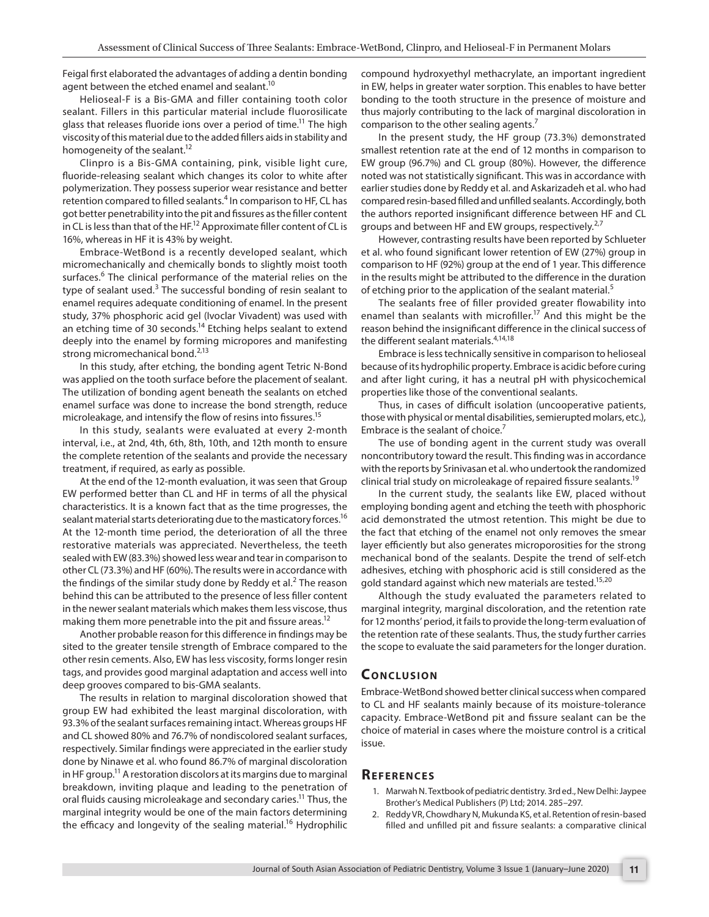Feigal first elaborated the advantages of adding a dentin bonding agent between the etched enamel and sealant.[10]

Helioseal-F is a Bis-GMA and filler containing tooth color sealant. Fillers in this particular material include fluorosilicate glass that releases fluoride ions over a period of time.[11] The high viscosity of this material due to the added fillers aids in stability and homogeneity of the sealant.[12]

Clinpro is a Bis-GMA containing, pink, visible light cure, fluoride-releasing sealant which changes its color to white after polymerization. They possess superior wear resistance and better retention compared to filled sealants.[4] In comparison to HF, CL has got better penetrability into the pit and fissures as the filler content in CL is less than that of the HF.[12] Approximate filler content of CL is 16%, whereas in HF it is 43% by weight.

Embrace-WetBond is a recently developed sealant, which micromechanically and chemically bonds to slightly moist tooth surfaces.[6] The clinical performance of the material relies on the type of sealant used.[3] The successful bonding of resin sealant to enamel requires adequate conditioning of enamel. In the present study, 37% phosphoric acid gel (Ivoclar Vivadent) was used with an etching time of 30 seconds.[14] Etching helps sealant to extend deeply into the enamel by forming micropores and manifesting strong micromechanical bond.[2,13]

In this study, after etching, the bonding agent Tetric N-Bond was applied on the tooth surface before the placement of sealant. The utilization of bonding agent beneath the sealants on etched enamel surface was done to increase the bond strength, reduce microleakage, and intensify the flow of resins into fissures.[15]

In this study, sealants were evaluated at every 2-month interval, i.e., at 2nd, 4th, 6th, 8th, 10th, and 12th month to ensure the complete retention of the sealants and provide the necessary treatment, if required, as early as possible.

At the end of the 12-month evaluation, it was seen that Group EW performed better than CL and HF in terms of all the physical characteristics. It is a known fact that as the time progresses, the sealant material starts deteriorating due to the masticatory forces.[16] At the 12-month time period, the deterioration of all the three restorative materials was appreciated. Nevertheless, the teeth sealed with EW (83.3%) showed less wear and tear in comparison to other CL (73.3%) and HF (60%). The results were in accordance with the findings of the similar study done by Reddy et al.[2] The reason behind this can be attributed to the presence of less filler content in the newer sealant materials which makes them less viscose, thus making them more penetrable into the pit and fissure areas.[12]

Another probable reason for this difference in findings may be sited to the greater tensile strength of Embrace compared to the other resin cements. Also, EW has less viscosity, forms longer resin tags, and provides good marginal adaptation and access well into deep grooves compared to bis-GMA sealants.

The results in relation to marginal discoloration showed that group EW had exhibited the least marginal discoloration, with 93.3% of the sealant surfaces remaining intact. Whereas groups HF and CL showed 80% and 76.7% of nondiscolored sealant surfaces, respectively. Similar findings were appreciated in the earlier study done by Ninawe et al. who found 86.7% of marginal discoloration in HF group.[11] A restoration discolors at its margins due to marginal breakdown, inviting plaque and leading to the penetration of oral fluids causing microleakage and secondary caries.[11] Thus, the marginal integrity would be one of the main factors determining the efficacy and longevity of the sealing material.[16] Hydrophilic compound hydroxyethyl methacrylate, an important ingredient in EW, helps in greater water sorption. This enables to have better bonding to the tooth structure in the presence of moisture and thus majorly contributing to the lack of marginal discoloration in comparison to the other sealing agents.[7]

In the present study, the HF group (73.3%) demonstrated smallest retention rate at the end of 12 months in comparison to EW group (96.7%) and CL group (80%). However, the difference noted was not statistically significant. This was in accordance with earlier studies done by Reddy et al. and Askarizadeh et al. who had compared resin-based filled and unfilled sealants. Accordingly, both the authors reported insignificant difference between HF and CL groups and between HF and EW groups, respectively.[2,7]

However, contrasting results have been reported by Schlueter et al. who found significant lower retention of EW (27%) group in comparison to HF (92%) group at the end of 1 year. This difference in the results might be attributed to the difference in the duration of etching prior to the application of the sealant material.[5]

The sealants free of filler provided greater flowability into enamel than sealants with microfiller.[17] And this might be the reason behind the insignificant difference in the clinical success of the different sealant materials.[4,14,18]

Embrace is less technically sensitive in comparison to helioseal because of its hydrophilic property. Embrace is acidic before curing and after light curing, it has a neutral pH with physicochemical properties like those of the conventional sealants.

Thus, in cases of difficult isolation (uncooperative patients, those with physical or mental disabilities, semierupted molars, etc.), Embrace is the sealant of choice.[7]

The use of bonding agent in the current study was overall noncontributory toward the result. This finding was in accordance with the reports by Srinivasan et al. who undertook the randomized clinical trial study on microleakage of repaired fissure sealants.[19]

In the current study, the sealants like EW, placed without employing bonding agent and etching the teeth with phosphoric acid demonstrated the utmost retention. This might be due to the fact that etching of the enamel not only removes the smear layer efficiently but also generates microporosities for the strong mechanical bond of the sealants. Despite the trend of self-etch adhesives, etching with phosphoric acid is still considered as the gold standard against which new materials are tested.[15,20]

Although the study evaluated the parameters related to marginal integrity, marginal discoloration, and the retention rate for 12 months' period, it fails to provide the long-term evaluation of the retention rate of these sealants. Thus, the study further carries the scope to evaluate the said parameters for the longer duration.

## Conclusion

Embrace-WetBond showed better clinical success when compared to CL and HF sealants mainly because of its moisture-tolerance capacity. Embrace-WetBond pit and fissure sealant can be the choice of material in cases where the moisture control is a critical issue.

## References

1. Marwah N. Textbook of pediatric dentistry. 3rd ed., New Delhi: Jaypee Brother's Medical Publishers (P) Ltd; 2014. 285–297.
2. Reddy VR, Chowdhary N, Mukunda KS, et al. Retention of resin-based filled and unfilled pit and fissure sealants: a comparative clinical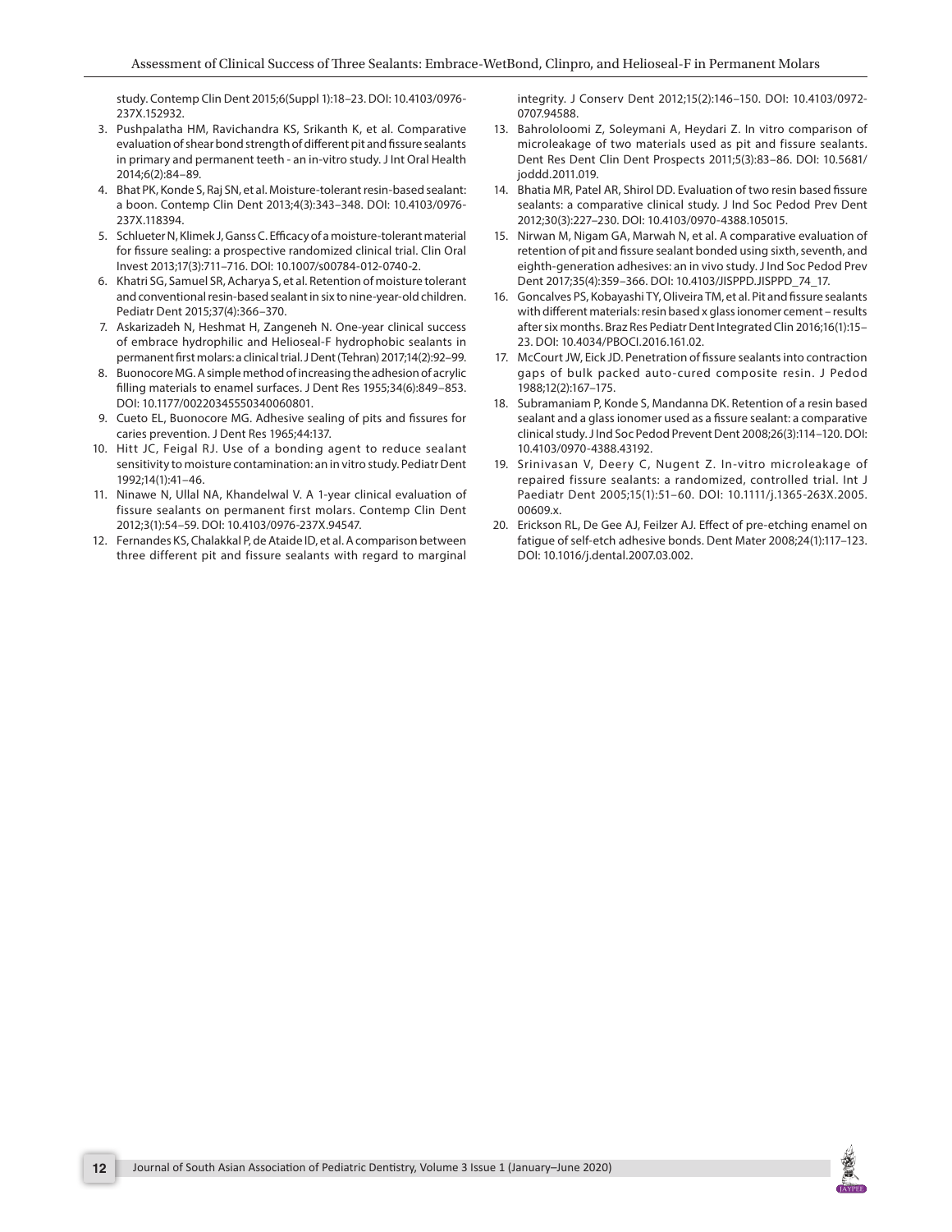study. Contemp Clin Dent 2015;6(Suppl 1):18–23. DOI: 10.4103/0976-237X.152932.

3. Pushpalatha HM, Ravichandra KS, Srikanth K, et al. Comparative evaluation of shear bond strength of different pit and fissure sealants in primary and permanent teeth - an in-vitro study. J Int Oral Health 2014;6(2):84–89.
4. Bhat PK, Konde S, Raj SN, et al. Moisture-tolerant resin-based sealant: a boon. Contemp Clin Dent 2013;4(3):343–348. DOI: 10.4103/0976-237X.118394.
5. Schlueter N, Klimek J, Ganss C. Efficacy of a moisture-tolerant material for fissure sealing: a prospective randomized clinical trial. Clin Oral Invest 2013;17(3):711–716. DOI: 10.1007/s00784-012-0740-2.
6. Khatri SG, Samuel SR, Acharya S, et al. Retention of moisture tolerant and conventional resin-based sealant in six to nine-year-old children. Pediatr Dent 2015;37(4):366–370.
7. Askarizadeh N, Heshmat H, Zangeneh N. One-year clinical success of embrace hydrophilic and Helioseal-F hydrophobic sealants in permanent first molars: a clinical trial. J Dent (Tehran) 2017;14(2):92–99.
8. Buonocore MG. A simple method of increasing the adhesion of acrylic filling materials to enamel surfaces. J Dent Res 1955;34(6):849–853. DOI: 10.1177/00220345550340060801.
9. Cueto EL, Buonocore MG. Adhesive sealing of pits and fissures for caries prevention. J Dent Res 1965;44:137.
10. Hitt JC, Feigal RJ. Use of a bonding agent to reduce sealant sensitivity to moisture contamination: an in vitro study. Pediatr Dent 1992;14(1):41–46.
11. Ninawe N, Ullal NA, Khandelwal V. A 1-year clinical evaluation of fissure sealants on permanent first molars. Contemp Clin Dent 2012;3(1):54–59. DOI: 10.4103/0976-237X.94547.
12. Fernandes KS, Chalakkal P, de Ataide ID, et al. A comparison between three different pit and fissure sealants with regard to marginal integrity. J Conserv Dent 2012;15(2):146–150. DOI: 10.4103/0972-0707.94588.
13. Bahrololoomi Z, Soleymani A, Heydari Z. In vitro comparison of microleakage of two materials used as pit and fissure sealants. Dent Res Dent Clin Dent Prospects 2011;5(3):83–86. DOI: 10.5681/joddd.2011.019.
14. Bhatia MR, Patel AR, Shirol DD. Evaluation of two resin based fissure sealants: a comparative clinical study. J Ind Soc Pedod Prev Dent 2012;30(3):227–230. DOI: 10.4103/0970-4388.105015.
15. Nirwan M, Nigam GA, Marwah N, et al. A comparative evaluation of retention of pit and fissure sealant bonded using sixth, seventh, and eighth-generation adhesives: an in vivo study. J Ind Soc Pedod Prev Dent 2017;35(4):359–366. DOI: 10.4103/JISPPD.JISPPD_74_17.
16. Goncalves PS, Kobayashi TY, Oliveira TM, et al. Pit and fissure sealants with different materials: resin based x glass ionomer cement – results after six months. Braz Res Pediatr Dent Integrated Clin 2016;16(1):15–23. DOI: 10.4034/PBOCI.2016.161.02.
17. McCourt JW, Eick JD. Penetration of fissure sealants into contraction gaps of bulk packed auto-cured composite resin. J Pedod 1988;12(2):167–175.
18. Subramaniam P, Konde S, Mandanna DK. Retention of a resin based sealant and a glass ionomer used as a fissure sealant: a comparative clinical study. J Ind Soc Pedod Prevent Dent 2008;26(3):114–120. DOI: 10.4103/0970-4388.43192.
19. Srinivasan V, Deery C, Nugent Z. In-vitro microleakage of repaired fissure sealants: a randomized, controlled trial. Int J Paediatr Dent 2005;15(1):51–60. DOI: 10.1111/j.1365-263X.2005.00609.x.
20. Erickson RL, De Gee AJ, Feilzer AJ. Effect of pre-etching enamel on fatigue of self-etch adhesive bonds. Dent Mater 2008;24(1):117–123. DOI: 10.1016/j.dental.2007.03.002.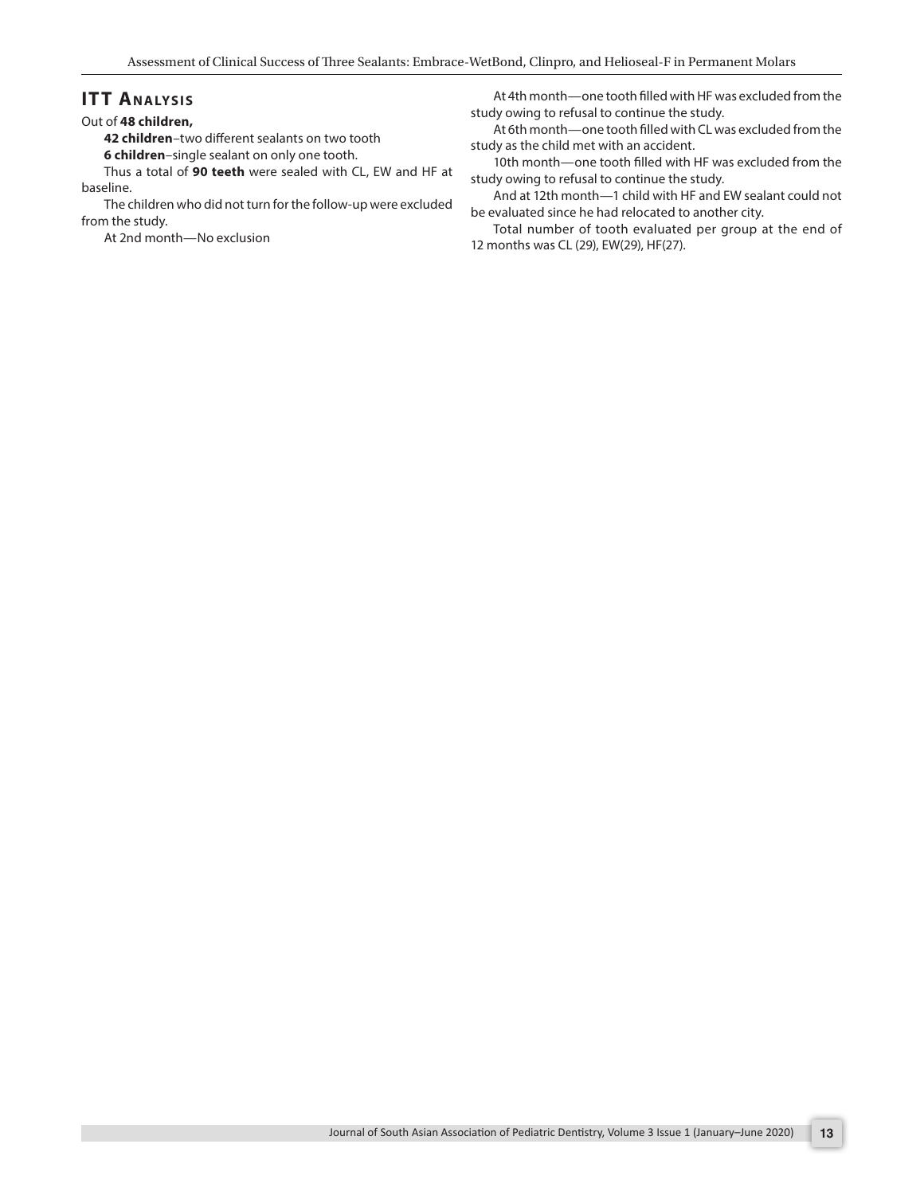## ITT Analysis

Out of **48 children,**

**42 children**–two different sealants on two tooth

**6 children**–single sealant on only one tooth.

Thus a total of **90 teeth** were sealed with CL, EW and HF at baseline.

The children who did not turn for the follow-up were excluded from the study.

At 2nd month—No exclusion

At 4th month—one tooth filled with HF was excluded from the study owing to refusal to continue the study.

At 6th month—one tooth filled with CL was excluded from the study as the child met with an accident.

10th month—one tooth filled with HF was excluded from the study owing to refusal to continue the study.

And at 12th month—1 child with HF and EW sealant could not be evaluated since he had relocated to another city.

Total number of tooth evaluated per group at the end of 12 months was CL (29), EW(29), HF(27).